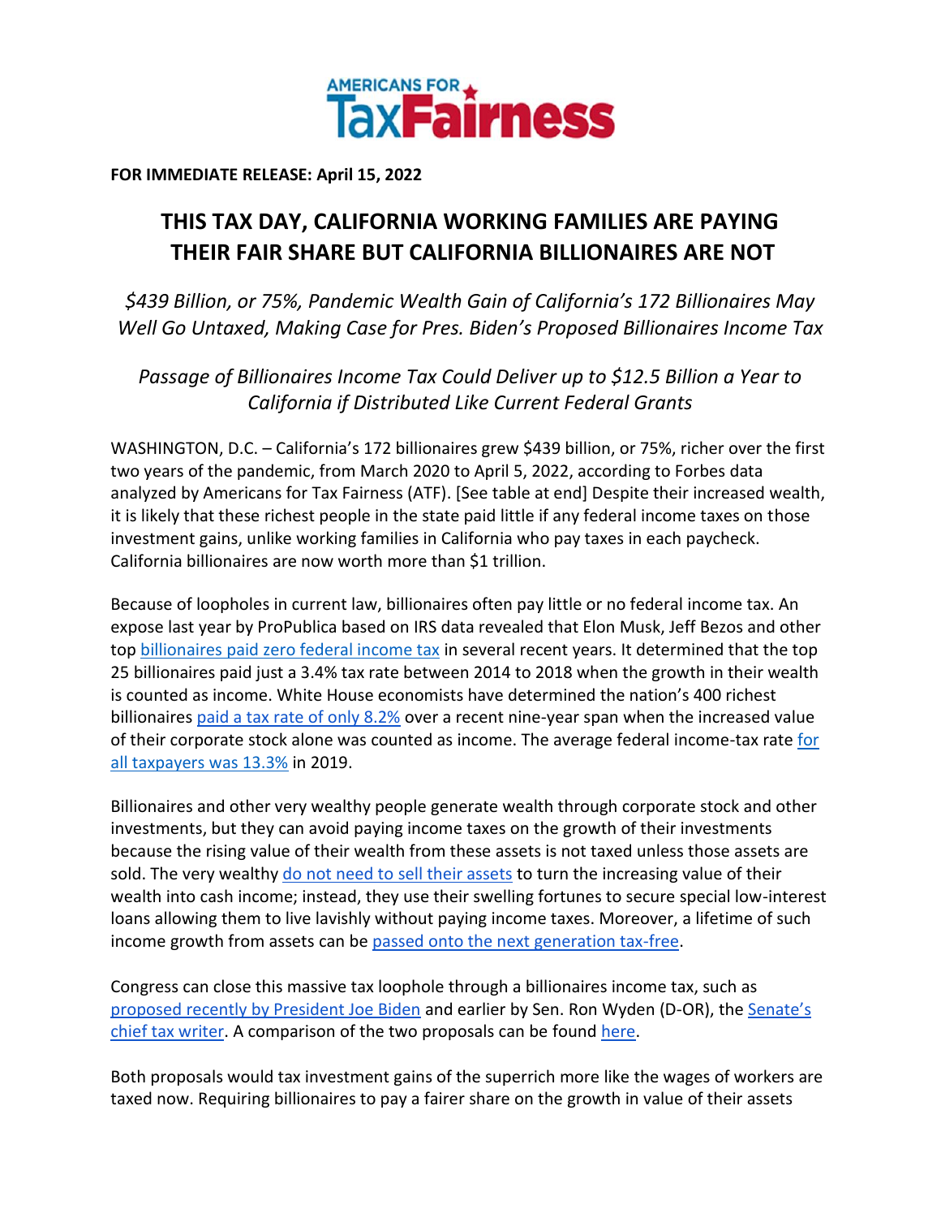**FOR IMMEDIATE RELEASE: April 15, 2022**

# THIS TAX DAY, CALIFORNIA WORKING FAMILIES ARE PAYING THEIR FAIR SHARE BUT CALIFORNIA BILLIONAIRES ARE NOT

*$439 Billion, or 75%, Pandemic Wealth Gain of California's 172 Billionaires May Well Go Untaxed, Making Case for Pres. Biden's Proposed Billionaires Income Tax*

*Passage of Billionaires Income Tax Could Deliver up to $12.5 Billion a Year to California if Distributed Like Current Federal Grants*

WASHINGTON, D.C. – California's 172 billionaires grew $439 billion, or 75%, richer over the first two years of the pandemic, from March 2020 to April 5, 2022, according to Forbes data analyzed by Americans for Tax Fairness (ATF). [See table at end] Despite their increased wealth, it is likely that these richest people in the state paid little if any federal income taxes on those investment gains, unlike working families in California who pay taxes in each paycheck. California billionaires are now worth more than $1 trillion.

Because of loopholes in current law, billionaires often pay little or no federal income tax. An expose last year by ProPublica based on IRS data revealed that Elon Musk, Jeff Bezos and other top billionaires paid zero federal income tax in several recent years. It determined that the top 25 billionaires paid just a 3.4% tax rate between 2014 to 2018 when the growth in their wealth is counted as income. White House economists have determined the nation's 400 richest billionaires paid a tax rate of only 8.2% over a recent nine-year span when the increased value of their corporate stock alone was counted as income. The average federal income-tax rate for all taxpayers was 13.3% in 2019.

Billionaires and other very wealthy people generate wealth through corporate stock and other investments, but they can avoid paying income taxes on the growth of their investments because the rising value of their wealth from these assets is not taxed unless those assets are sold. The very wealthy do not need to sell their assets to turn the increasing value of their wealth into cash income; instead, they use their swelling fortunes to secure special low-interest loans allowing them to live lavishly without paying income taxes. Moreover, a lifetime of such income growth from assets can be passed onto the next generation tax-free.

Congress can close this massive tax loophole through a billionaires income tax, such as proposed recently by President Joe Biden and earlier by Sen. Ron Wyden (D-OR), the Senate's chief tax writer. A comparison of the two proposals can be found here.

Both proposals would tax investment gains of the superrich more like the wages of workers are taxed now. Requiring billionaires to pay a fairer share on the growth in value of their assets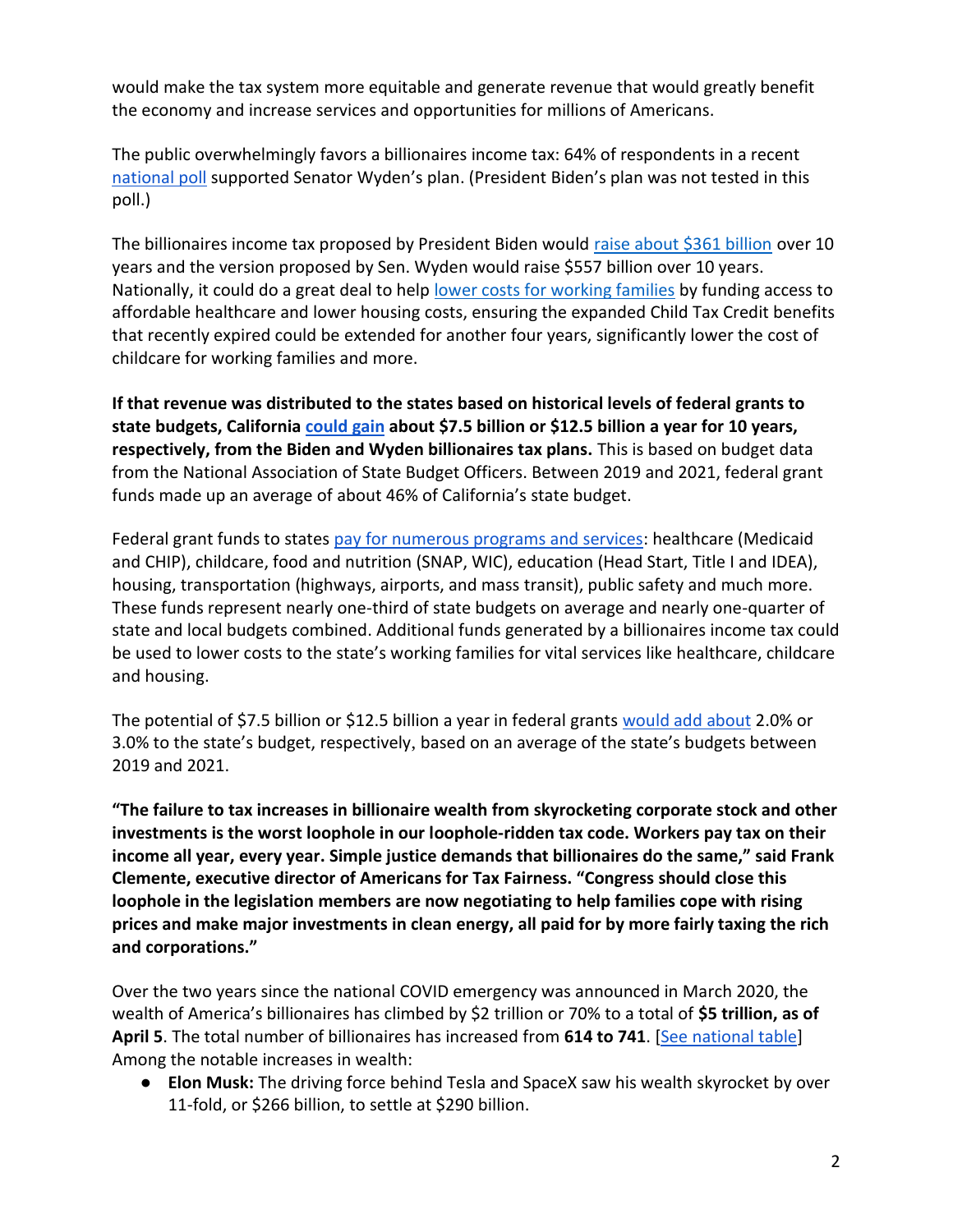would make the tax system more equitable and generate revenue that would greatly benefit the economy and increase services and opportunities for millions of Americans.

The public overwhelmingly favors a billionaires income tax: 64% of respondents in a recent national poll supported Senator Wyden's plan. (President Biden's plan was not tested in this poll.)

The billionaires income tax proposed by President Biden would raise about $361 billion over 10 years and the version proposed by Sen. Wyden would raise $557 billion over 10 years. Nationally, it could do a great deal to help lower costs for working families by funding access to affordable healthcare and lower housing costs, ensuring the expanded Child Tax Credit benefits that recently expired could be extended for another four years, significantly lower the cost of childcare for working families and more.

**If that revenue was distributed to the states based on historical levels of federal grants to state budgets, California could gain about $7.5 billion or $12.5 billion a year for 10 years, respectively, from the Biden and Wyden billionaires tax plans.** This is based on budget data from the National Association of State Budget Officers. Between 2019 and 2021, federal grant funds made up an average of about 46% of California's state budget.

Federal grant funds to states pay for numerous programs and services: healthcare (Medicaid and CHIP), childcare, food and nutrition (SNAP, WIC), education (Head Start, Title I and IDEA), housing, transportation (highways, airports, and mass transit), public safety and much more. These funds represent nearly one-third of state budgets on average and nearly one-quarter of state and local budgets combined. Additional funds generated by a billionaires income tax could be used to lower costs to the state's working families for vital services like healthcare, childcare and housing.

The potential of $7.5 billion or $12.5 billion a year in federal grants would add about 2.0% or 3.0% to the state's budget, respectively, based on an average of the state's budgets between 2019 and 2021.

**"The failure to tax increases in billionaire wealth from skyrocketing corporate stock and other investments is the worst loophole in our loophole-ridden tax code. Workers pay tax on their income all year, every year. Simple justice demands that billionaires do the same," said Frank Clemente, executive director of Americans for Tax Fairness. "Congress should close this loophole in the legislation members are now negotiating to help families cope with rising prices and make major investments in clean energy, all paid for by more fairly taxing the rich and corporations."**

Over the two years since the national COVID emergency was announced in March 2020, the wealth of America's billionaires has climbed by $2 trillion or 70% to a total of **$5 trillion, as of April 5**. The total number of billionaires has increased from **614 to 741**. [See national table] Among the notable increases in wealth:

- **Elon Musk:** The driving force behind Tesla and SpaceX saw his wealth skyrocket by over 11-fold, or $266 billion, to settle at $290 billion.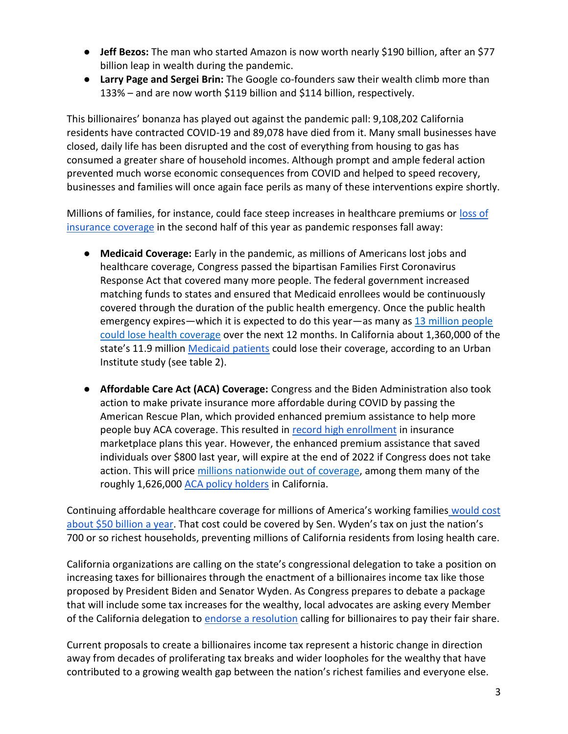- **Jeff Bezos:** The man who started Amazon is now worth nearly $190 billion, after an $77 billion leap in wealth during the pandemic.
- **Larry Page and Sergei Brin:** The Google co-founders saw their wealth climb more than 133% – and are now worth $119 billion and $114 billion, respectively.

This billionaires' bonanza has played out against the pandemic pall: 9,108,202 California residents have contracted COVID-19 and 89,078 have died from it. Many small businesses have closed, daily life has been disrupted and the cost of everything from housing to gas has consumed a greater share of household incomes. Although prompt and ample federal action prevented much worse economic consequences from COVID and helped to speed recovery, businesses and families will once again face perils as many of these interventions expire shortly.

Millions of families, for instance, could face steep increases in healthcare premiums or loss of insurance coverage in the second half of this year as pandemic responses fall away:

- **Medicaid Coverage:** Early in the pandemic, as millions of Americans lost jobs and healthcare coverage, Congress passed the bipartisan Families First Coronavirus Response Act that covered many more people. The federal government increased matching funds to states and ensured that Medicaid enrollees would be continuously covered through the duration of the public health emergency. Once the public health emergency expires—which it is expected to do this year—as many as 13 million people could lose health coverage over the next 12 months. In California about 1,360,000 of the state's 11.9 million Medicaid patients could lose their coverage, according to an Urban Institute study (see table 2).

- **Affordable Care Act (ACA) Coverage:** Congress and the Biden Administration also took action to make private insurance more affordable during COVID by passing the American Rescue Plan, which provided enhanced premium assistance to help more people buy ACA coverage. This resulted in record high enrollment in insurance marketplace plans this year. However, the enhanced premium assistance that saved individuals over $800 last year, will expire at the end of 2022 if Congress does not take action. This will price millions nationwide out of coverage, among them many of the roughly 1,626,000 ACA policy holders in California.

Continuing affordable healthcare coverage for millions of America's working families would cost about $50 billion a year. That cost could be covered by Sen. Wyden's tax on just the nation's 700 or so richest households, preventing millions of California residents from losing health care.

California organizations are calling on the state's congressional delegation to take a position on increasing taxes for billionaires through the enactment of a billionaires income tax like those proposed by President Biden and Senator Wyden. As Congress prepares to debate a package that will include some tax increases for the wealthy, local advocates are asking every Member of the California delegation to endorse a resolution calling for billionaires to pay their fair share.

Current proposals to create a billionaires income tax represent a historic change in direction away from decades of proliferating tax breaks and wider loopholes for the wealthy that have contributed to a growing wealth gap between the nation's richest families and everyone else.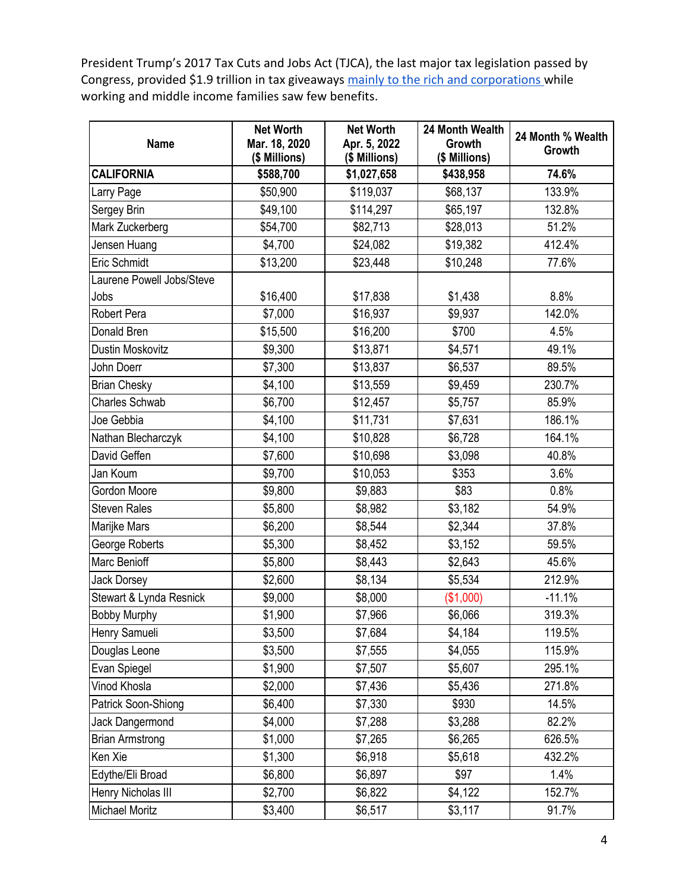President Trump's 2017 Tax Cuts and Jobs Act (TJCA), the last major tax legislation passed by Congress, provided $1.9 trillion in tax giveaways [mainly to the rich and corporations](#) while working and middle income families saw few benefits.

| Name | Net Worth Mar. 18, 2020 ($ Millions) | Net Worth Apr. 5, 2022 ($ Millions) | 24 Month Wealth Growth ($ Millions) | 24 Month % Wealth Growth |
|---|---|---|---|---|
| **CALIFORNIA** | **$588,700** | **$1,027,658** | **$438,958** | **74.6%** |
| Larry Page | $50,900 | $119,037 | $68,137 | 133.9% |
| Sergey Brin | $49,100 | $114,297 | $65,197 | 132.8% |
| Mark Zuckerberg | $54,700 | $82,713 | $28,013 | 51.2% |
| Jensen Huang | $4,700 | $24,082 | $19,382 | 412.4% |
| Eric Schmidt | $13,200 | $23,448 | $10,248 | 77.6% |
| Laurene Powell Jobs/Steve Jobs | $16,400 | $17,838 | $1,438 | 8.8% |
| Robert Pera | $7,000 | $16,937 | $9,937 | 142.0% |
| Donald Bren | $15,500 | $16,200 | $700 | 4.5% |
| Dustin Moskovitz | $9,300 | $13,871 | $4,571 | 49.1% |
| John Doerr | $7,300 | $13,837 | $6,537 | 89.5% |
| Brian Chesky | $4,100 | $13,559 | $9,459 | 230.7% |
| Charles Schwab | $6,700 | $12,457 | $5,757 | 85.9% |
| Joe Gebbia | $4,100 | $11,731 | $7,631 | 186.1% |
| Nathan Blecharczyk | $4,100 | $10,828 | $6,728 | 164.1% |
| David Geffen | $7,600 | $10,698 | $3,098 | 40.8% |
| Jan Koum | $9,700 | $10,053 | $353 | 3.6% |
| Gordon Moore | $9,800 | $9,883 | $83 | 0.8% |
| Steven Rales | $5,800 | $8,982 | $3,182 | 54.9% |
| Marijke Mars | $6,200 | $8,544 | $2,344 | 37.8% |
| George Roberts | $5,300 | $8,452 | $3,152 | 59.5% |
| Marc Benioff | $5,800 | $8,443 | $2,643 | 45.6% |
| Jack Dorsey | $2,600 | $8,134 | $5,534 | 212.9% |
| Stewart & Lynda Resnick | $9,000 | $8,000 | ($1,000) | -11.1% |
| Bobby Murphy | $1,900 | $7,966 | $6,066 | 319.3% |
| Henry Samueli | $3,500 | $7,684 | $4,184 | 119.5% |
| Douglas Leone | $3,500 | $7,555 | $4,055 | 115.9% |
| Evan Spiegel | $1,900 | $7,507 | $5,607 | 295.1% |
| Vinod Khosla | $2,000 | $7,436 | $5,436 | 271.8% |
| Patrick Soon-Shiong | $6,400 | $7,330 | $930 | 14.5% |
| Jack Dangermond | $4,000 | $7,288 | $3,288 | 82.2% |
| Brian Armstrong | $1,000 | $7,265 | $6,265 | 626.5% |
| Ken Xie | $1,300 | $6,918 | $5,618 | 432.2% |
| Edythe/Eli Broad | $6,800 | $6,897 | $97 | 1.4% |
| Henry Nicholas III | $2,700 | $6,822 | $4,122 | 152.7% |
| Michael Moritz | $3,400 | $6,517 | $3,117 | 91.7% |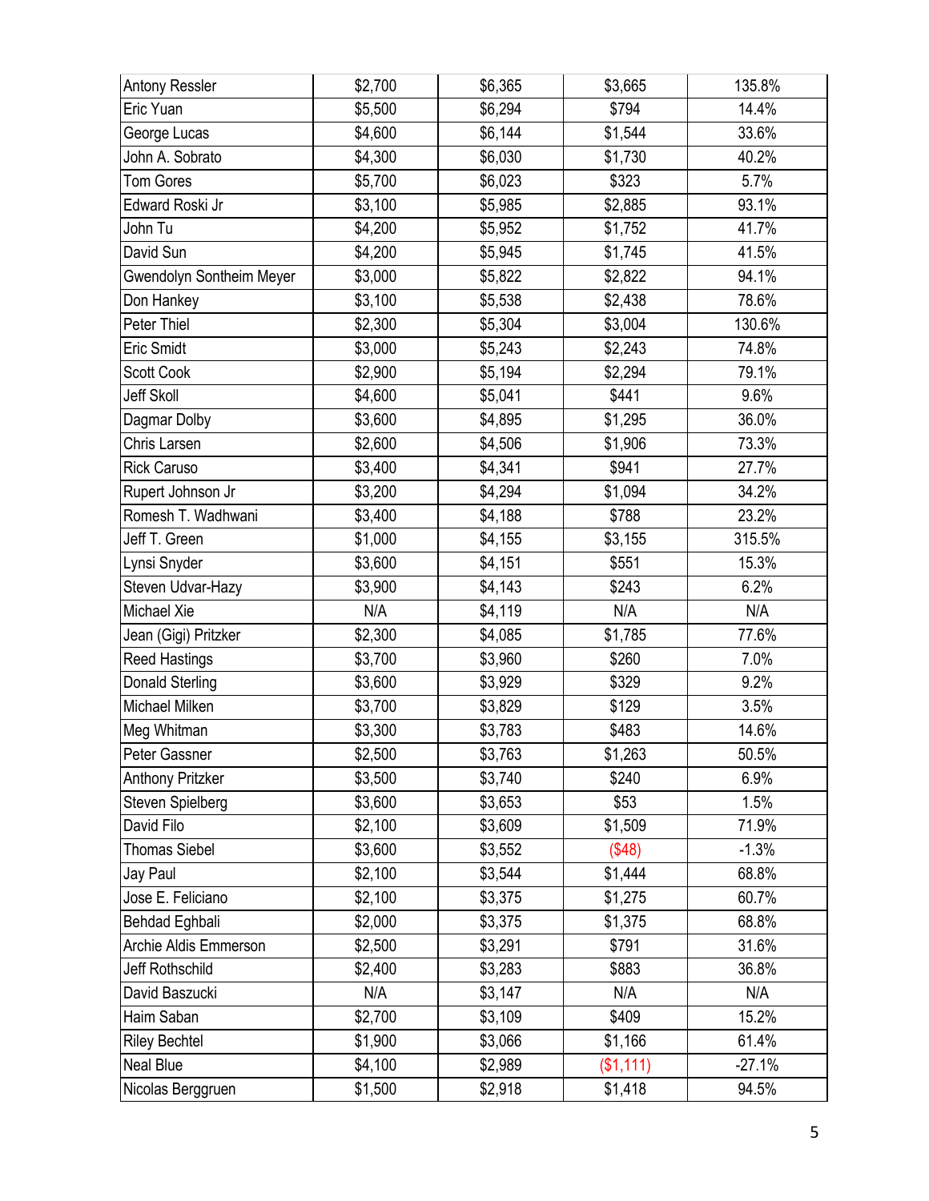| | | | | |
|---|---|---|---|---|
| Antony Ressler | $2,700 | $6,365 | $3,665 | 135.8% |
| Eric Yuan | $5,500 | $6,294 | $794 | 14.4% |
| George Lucas | $4,600 | $6,144 | $1,544 | 33.6% |
| John A. Sobrato | $4,300 | $6,030 | $1,730 | 40.2% |
| Tom Gores | $5,700 | $6,023 | $323 | 5.7% |
| Edward Roski Jr | $3,100 | $5,985 | $2,885 | 93.1% |
| John Tu | $4,200 | $5,952 | $1,752 | 41.7% |
| David Sun | $4,200 | $5,945 | $1,745 | 41.5% |
| Gwendolyn Sontheim Meyer | $3,000 | $5,822 | $2,822 | 94.1% |
| Don Hankey | $3,100 | $5,538 | $2,438 | 78.6% |
| Peter Thiel | $2,300 | $5,304 | $3,004 | 130.6% |
| Eric Smidt | $3,000 | $5,243 | $2,243 | 74.8% |
| Scott Cook | $2,900 | $5,194 | $2,294 | 79.1% |
| Jeff Skoll | $4,600 | $5,041 | $441 | 9.6% |
| Dagmar Dolby | $3,600 | $4,895 | $1,295 | 36.0% |
| Chris Larsen | $2,600 | $4,506 | $1,906 | 73.3% |
| Rick Caruso | $3,400 | $4,341 | $941 | 27.7% |
| Rupert Johnson Jr | $3,200 | $4,294 | $1,094 | 34.2% |
| Romesh T. Wadhwani | $3,400 | $4,188 | $788 | 23.2% |
| Jeff T. Green | $1,000 | $4,155 | $3,155 | 315.5% |
| Lynsi Snyder | $3,600 | $4,151 | $551 | 15.3% |
| Steven Udvar-Hazy | $3,900 | $4,143 | $243 | 6.2% |
| Michael Xie | N/A | $4,119 | N/A | N/A |
| Jean (Gigi) Pritzker | $2,300 | $4,085 | $1,785 | 77.6% |
| Reed Hastings | $3,700 | $3,960 | $260 | 7.0% |
| Donald Sterling | $3,600 | $3,929 | $329 | 9.2% |
| Michael Milken | $3,700 | $3,829 | $129 | 3.5% |
| Meg Whitman | $3,300 | $3,783 | $483 | 14.6% |
| Peter Gassner | $2,500 | $3,763 | $1,263 | 50.5% |
| Anthony Pritzker | $3,500 | $3,740 | $240 | 6.9% |
| Steven Spielberg | $3,600 | $3,653 | $53 | 1.5% |
| David Filo | $2,100 | $3,609 | $1,509 | 71.9% |
| Thomas Siebel | $3,600 | $3,552 | ($48) | -1.3% |
| Jay Paul | $2,100 | $3,544 | $1,444 | 68.8% |
| Jose E. Feliciano | $2,100 | $3,375 | $1,275 | 60.7% |
| Behdad Eghbali | $2,000 | $3,375 | $1,375 | 68.8% |
| Archie Aldis Emmerson | $2,500 | $3,291 | $791 | 31.6% |
| Jeff Rothschild | $2,400 | $3,283 | $883 | 36.8% |
| David Baszucki | N/A | $3,147 | N/A | N/A |
| Haim Saban | $2,700 | $3,109 | $409 | 15.2% |
| Riley Bechtel | $1,900 | $3,066 | $1,166 | 61.4% |
| Neal Blue | $4,100 | $2,989 | ($1,111) | -27.1% |
| Nicolas Berggruen | $1,500 | $2,918 | $1,418 | 94.5% |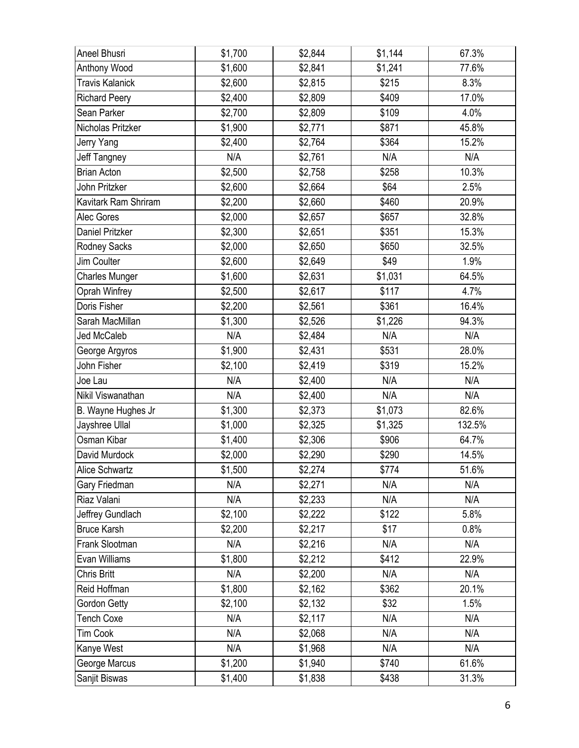| | | | | |
|---|---|---|---|---|
| Aneel Bhusri | $1,700 | $2,844 | $1,144 | 67.3% |
| Anthony Wood | $1,600 | $2,841 | $1,241 | 77.6% |
| Travis Kalanick | $2,600 | $2,815 | $215 | 8.3% |
| Richard Peery | $2,400 | $2,809 | $409 | 17.0% |
| Sean Parker | $2,700 | $2,809 | $109 | 4.0% |
| Nicholas Pritzker | $1,900 | $2,771 | $871 | 45.8% |
| Jerry Yang | $2,400 | $2,764 | $364 | 15.2% |
| Jeff Tangney | N/A | $2,761 | N/A | N/A |
| Brian Acton | $2,500 | $2,758 | $258 | 10.3% |
| John Pritzker | $2,600 | $2,664 | $64 | 2.5% |
| Kavitark Ram Shriram | $2,200 | $2,660 | $460 | 20.9% |
| Alec Gores | $2,000 | $2,657 | $657 | 32.8% |
| Daniel Pritzker | $2,300 | $2,651 | $351 | 15.3% |
| Rodney Sacks | $2,000 | $2,650 | $650 | 32.5% |
| Jim Coulter | $2,600 | $2,649 | $49 | 1.9% |
| Charles Munger | $1,600 | $2,631 | $1,031 | 64.5% |
| Oprah Winfrey | $2,500 | $2,617 | $117 | 4.7% |
| Doris Fisher | $2,200 | $2,561 | $361 | 16.4% |
| Sarah MacMillan | $1,300 | $2,526 | $1,226 | 94.3% |
| Jed McCaleb | N/A | $2,484 | N/A | N/A |
| George Argyros | $1,900 | $2,431 | $531 | 28.0% |
| John Fisher | $2,100 | $2,419 | $319 | 15.2% |
| Joe Lau | N/A | $2,400 | N/A | N/A |
| Nikil Viswanathan | N/A | $2,400 | N/A | N/A |
| B. Wayne Hughes Jr | $1,300 | $2,373 | $1,073 | 82.6% |
| Jayshree Ullal | $1,000 | $2,325 | $1,325 | 132.5% |
| Osman Kibar | $1,400 | $2,306 | $906 | 64.7% |
| David Murdock | $2,000 | $2,290 | $290 | 14.5% |
| Alice Schwartz | $1,500 | $2,274 | $774 | 51.6% |
| Gary Friedman | N/A | $2,271 | N/A | N/A |
| Riaz Valani | N/A | $2,233 | N/A | N/A |
| Jeffrey Gundlach | $2,100 | $2,222 | $122 | 5.8% |
| Bruce Karsh | $2,200 | $2,217 | $17 | 0.8% |
| Frank Slootman | N/A | $2,216 | N/A | N/A |
| Evan Williams | $1,800 | $2,212 | $412 | 22.9% |
| Chris Britt | N/A | $2,200 | N/A | N/A |
| Reid Hoffman | $1,800 | $2,162 | $362 | 20.1% |
| Gordon Getty | $2,100 | $2,132 | $32 | 1.5% |
| Tench Coxe | N/A | $2,117 | N/A | N/A |
| Tim Cook | N/A | $2,068 | N/A | N/A |
| Kanye West | N/A | $1,968 | N/A | N/A |
| George Marcus | $1,200 | $1,940 | $740 | 61.6% |
| Sanjit Biswas | $1,400 | $1,838 | $438 | 31.3% |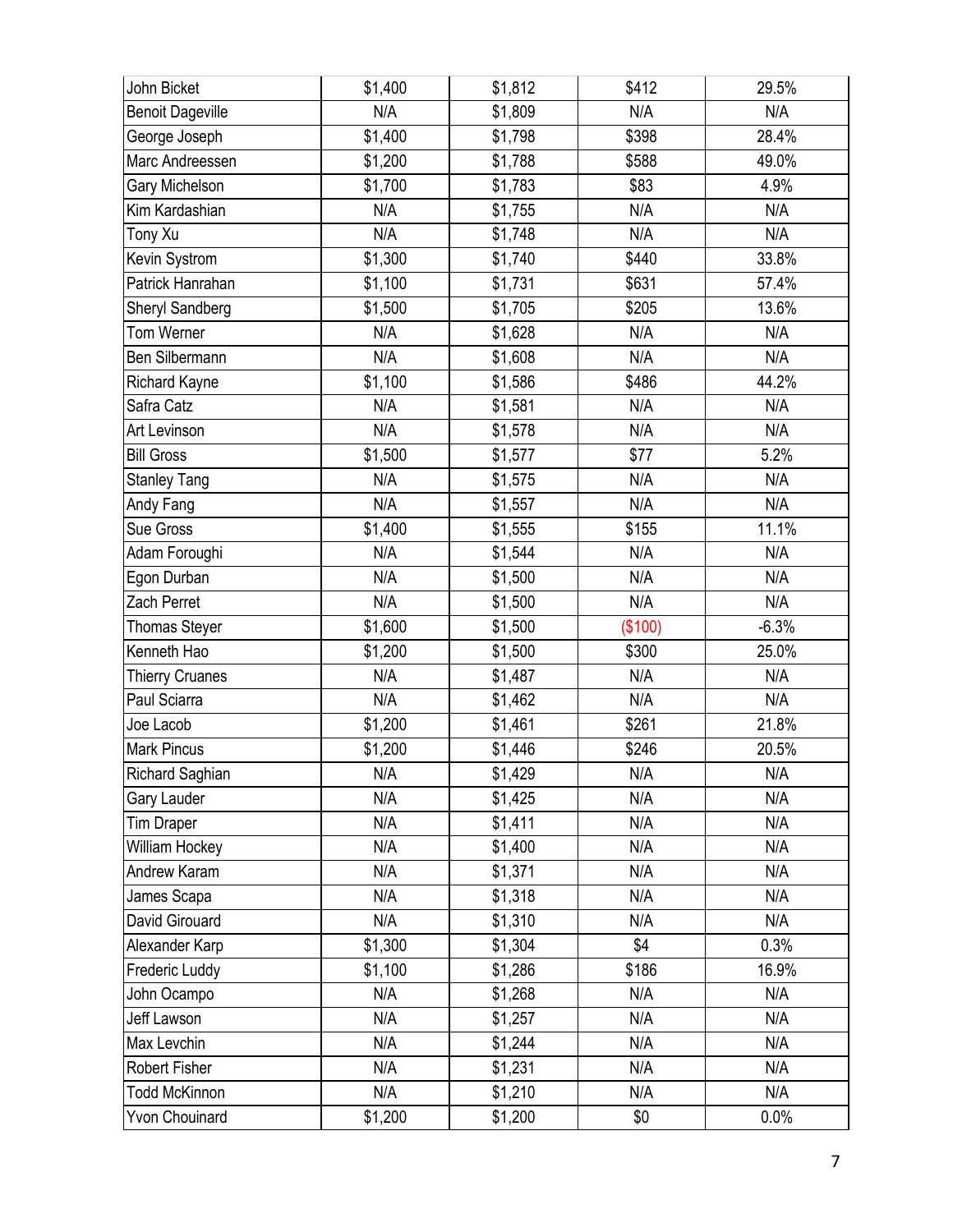| | | | | |
|---|---|---|---|---|
| John Bicket | $1,400 | $1,812 | $412 | 29.5% |
| Benoit Dageville | N/A | $1,809 | N/A | N/A |
| George Joseph | $1,400 | $1,798 | $398 | 28.4% |
| Marc Andreessen | $1,200 | $1,788 | $588 | 49.0% |
| Gary Michelson | $1,700 | $1,783 | $83 | 4.9% |
| Kim Kardashian | N/A | $1,755 | N/A | N/A |
| Tony Xu | N/A | $1,748 | N/A | N/A |
| Kevin Systrom | $1,300 | $1,740 | $440 | 33.8% |
| Patrick Hanrahan | $1,100 | $1,731 | $631 | 57.4% |
| Sheryl Sandberg | $1,500 | $1,705 | $205 | 13.6% |
| Tom Werner | N/A | $1,628 | N/A | N/A |
| Ben Silbermann | N/A | $1,608 | N/A | N/A |
| Richard Kayne | $1,100 | $1,586 | $486 | 44.2% |
| Safra Catz | N/A | $1,581 | N/A | N/A |
| Art Levinson | N/A | $1,578 | N/A | N/A |
| Bill Gross | $1,500 | $1,577 | $77 | 5.2% |
| Stanley Tang | N/A | $1,575 | N/A | N/A |
| Andy Fang | N/A | $1,557 | N/A | N/A |
| Sue Gross | $1,400 | $1,555 | $155 | 11.1% |
| Adam Foroughi | N/A | $1,544 | N/A | N/A |
| Egon Durban | N/A | $1,500 | N/A | N/A |
| Zach Perret | N/A | $1,500 | N/A | N/A |
| Thomas Steyer | $1,600 | $1,500 | ($100) | -6.3% |
| Kenneth Hao | $1,200 | $1,500 | $300 | 25.0% |
| Thierry Cruanes | N/A | $1,487 | N/A | N/A |
| Paul Sciarra | N/A | $1,462 | N/A | N/A |
| Joe Lacob | $1,200 | $1,461 | $261 | 21.8% |
| Mark Pincus | $1,200 | $1,446 | $246 | 20.5% |
| Richard Saghian | N/A | $1,429 | N/A | N/A |
| Gary Lauder | N/A | $1,425 | N/A | N/A |
| Tim Draper | N/A | $1,411 | N/A | N/A |
| William Hockey | N/A | $1,400 | N/A | N/A |
| Andrew Karam | N/A | $1,371 | N/A | N/A |
| James Scapa | N/A | $1,318 | N/A | N/A |
| David Girouard | N/A | $1,310 | N/A | N/A |
| Alexander Karp | $1,300 | $1,304 | $4 | 0.3% |
| Frederic Luddy | $1,100 | $1,286 | $186 | 16.9% |
| John Ocampo | N/A | $1,268 | N/A | N/A |
| Jeff Lawson | N/A | $1,257 | N/A | N/A |
| Max Levchin | N/A | $1,244 | N/A | N/A |
| Robert Fisher | N/A | $1,231 | N/A | N/A |
| Todd McKinnon | N/A | $1,210 | N/A | N/A |
| Yvon Chouinard | $1,200 | $1,200 | $0 | 0.0% |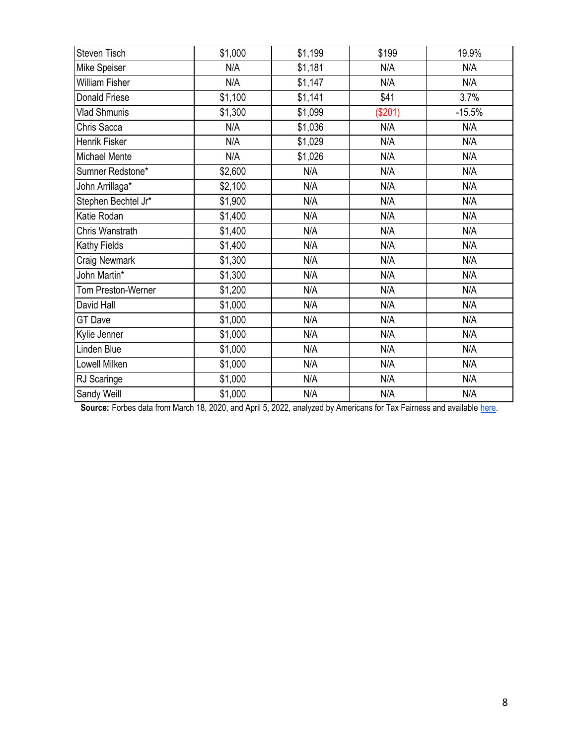| | | | | |
|---|---|---|---|---|
| Steven Tisch | $1,000 | $1,199 | $199 | 19.9% |
| Mike Speiser | N/A | $1,181 | N/A | N/A |
| William Fisher | N/A | $1,147 | N/A | N/A |
| Donald Friese | $1,100 | $1,141 | $41 | 3.7% |
| Vlad Shmunis | $1,300 | $1,099 | ($201) | -15.5% |
| Chris Sacca | N/A | $1,036 | N/A | N/A |
| Henrik Fisker | N/A | $1,029 | N/A | N/A |
| Michael Mente | N/A | $1,026 | N/A | N/A |
| Sumner Redstone* | $2,600 | N/A | N/A | N/A |
| John Arrillaga* | $2,100 | N/A | N/A | N/A |
| Stephen Bechtel Jr* | $1,900 | N/A | N/A | N/A |
| Katie Rodan | $1,400 | N/A | N/A | N/A |
| Chris Wanstrath | $1,400 | N/A | N/A | N/A |
| Kathy Fields | $1,400 | N/A | N/A | N/A |
| Craig Newmark | $1,300 | N/A | N/A | N/A |
| John Martin* | $1,300 | N/A | N/A | N/A |
| Tom Preston-Werner | $1,200 | N/A | N/A | N/A |
| David Hall | $1,000 | N/A | N/A | N/A |
| GT Dave | $1,000 | N/A | N/A | N/A |
| Kylie Jenner | $1,000 | N/A | N/A | N/A |
| Linden Blue | $1,000 | N/A | N/A | N/A |
| Lowell Milken | $1,000 | N/A | N/A | N/A |
| RJ Scaringe | $1,000 | N/A | N/A | N/A |
| Sandy Weill | $1,000 | N/A | N/A | N/A |

**Source:** Forbes data from March 18, 2020, and April 5, 2022, analyzed by Americans for Tax Fairness and available here.